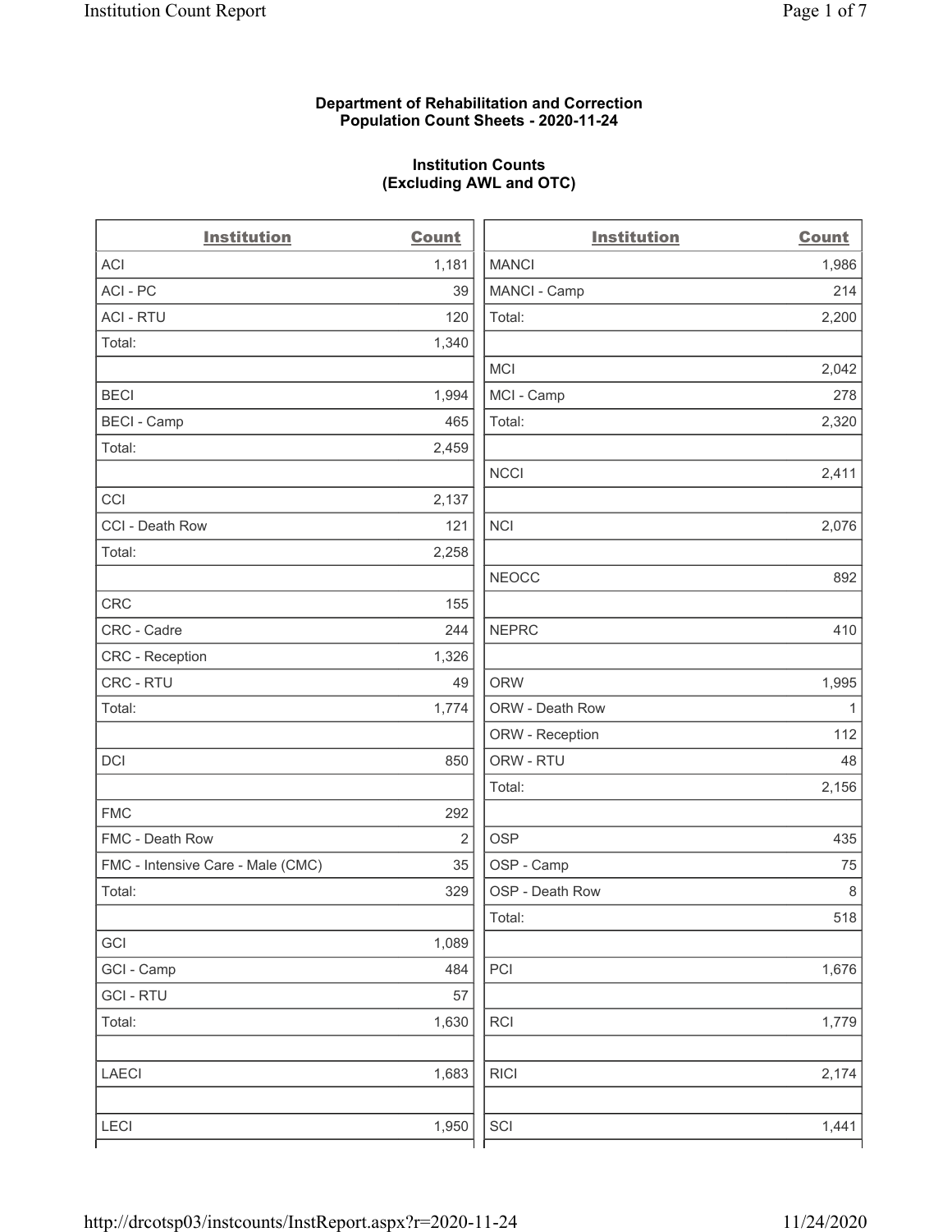**Department of Rehabilitation and Correction**
**Population Count Sheets - 2020-11-24**

**Institution Counts**
**(Excluding AWL and OTC)**

| Institution | Count |
|---|---|
| ACI | 1,181 |
| ACI - PC | 39 |
| ACI - RTU | 120 |
| Total: | 1,340 |
| | |
| BECI | 1,994 |
| BECI - Camp | 465 |
| Total: | 2,459 |
| | |
| CCI | 2,137 |
| CCI - Death Row | 121 |
| Total: | 2,258 |
| | |
| CRC | 155 |
| CRC - Cadre | 244 |
| CRC - Reception | 1,326 |
| CRC - RTU | 49 |
| Total: | 1,774 |
| | |
| DCI | 850 |
| | |
| FMC | 292 |
| FMC - Death Row | 2 |
| FMC - Intensive Care - Male (CMC) | 35 |
| Total: | 329 |
| | |
| GCI | 1,089 |
| GCI - Camp | 484 |
| GCI - RTU | 57 |
| Total: | 1,630 |
| | |
| LAECI | 1,683 |
| | |
| LECI | 1,950 |

| Institution | Count |
|---|---|
| MANCI | 1,986 |
| MANCI - Camp | 214 |
| Total: | 2,200 |
| | |
| MCI | 2,042 |
| MCI - Camp | 278 |
| Total: | 2,320 |
| | |
| NCCI | 2,411 |
| | |
| NCI | 2,076 |
| | |
| NEOCC | 892 |
| | |
| NEPRC | 410 |
| | |
| ORW | 1,995 |
| ORW - Death Row | 1 |
| ORW - Reception | 112 |
| ORW - RTU | 48 |
| Total: | 2,156 |
| | |
| OSP | 435 |
| OSP - Camp | 75 |
| OSP - Death Row | 8 |
| Total: | 518 |
| | |
| PCI | 1,676 |
| | |
| RCI | 1,779 |
| | |
| RICI | 2,174 |
| | |
| SCI | 1,441 |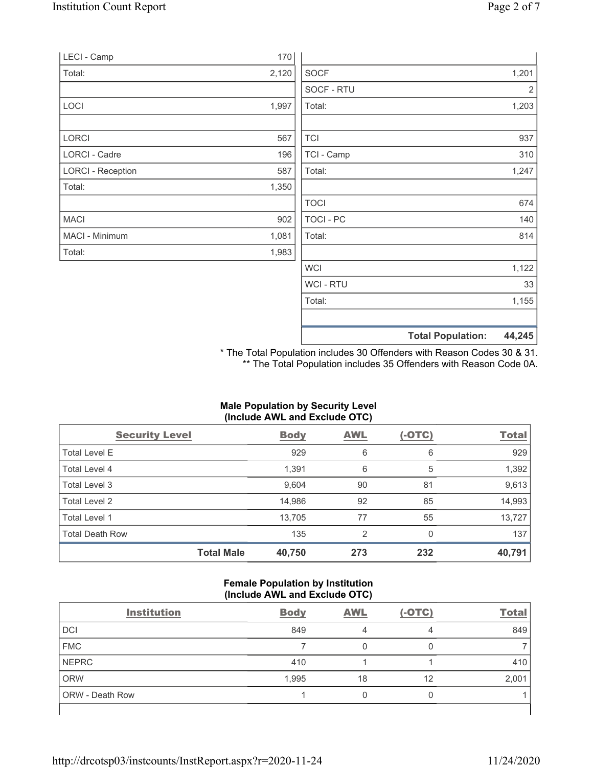| | |
|---|---|
| LECI - Camp | 170 |
| Total: | 2,120 |
| | |
| LOCI | 1,997 |
| | |
| LORCI | 567 |
| LORCI - Cadre | 196 |
| LORCI - Reception | 587 |
| Total: | 1,350 |
| | |
| MACI | 902 |
| MACI - Minimum | 1,081 |
| Total: | 1,983 |

| | |
|---|---|
| SOCF | 1,201 |
| SOCF - RTU | 2 |
| Total: | 1,203 |
| | |
| TCI | 937 |
| TCI - Camp | 310 |
| Total: | 1,247 |
| | |
| TOCI | 674 |
| TOCI - PC | 140 |
| Total: | 814 |
| | |
| WCI | 1,122 |
| WCI - RTU | 33 |
| Total: | 1,155 |
| | |
| **Total Population:** | **44,245** |

\* The Total Population includes 30 Offenders with Reason Codes 30 & 31.
\*\* The Total Population includes 35 Offenders with Reason Code 0A.

**Male Population by Security Level (Include AWL and Exclude OTC)**

| Security Level | Body | AWL | (-OTC) | Total |
|---|---|---|---|---|
| Total Level E | 929 | 6 | 6 | 929 |
| Total Level 4 | 1,391 | 6 | 5 | 1,392 |
| Total Level 3 | 9,604 | 90 | 81 | 9,613 |
| Total Level 2 | 14,986 | 92 | 85 | 14,993 |
| Total Level 1 | 13,705 | 77 | 55 | 13,727 |
| Total Death Row | 135 | 2 | 0 | 137 |
| **Total Male** | **40,750** | **273** | **232** | **40,791** |

**Female Population by Institution (Include AWL and Exclude OTC)**

| Institution | Body | AWL | (-OTC) | Total |
|---|---|---|---|---|
| DCI | 849 | 4 | 4 | 849 |
| FMC | 7 | 0 | 0 | 7 |
| NEPRC | 410 | 1 | 1 | 410 |
| ORW | 1,995 | 18 | 12 | 2,001 |
| ORW - Death Row | 1 | 0 | 0 | 1 |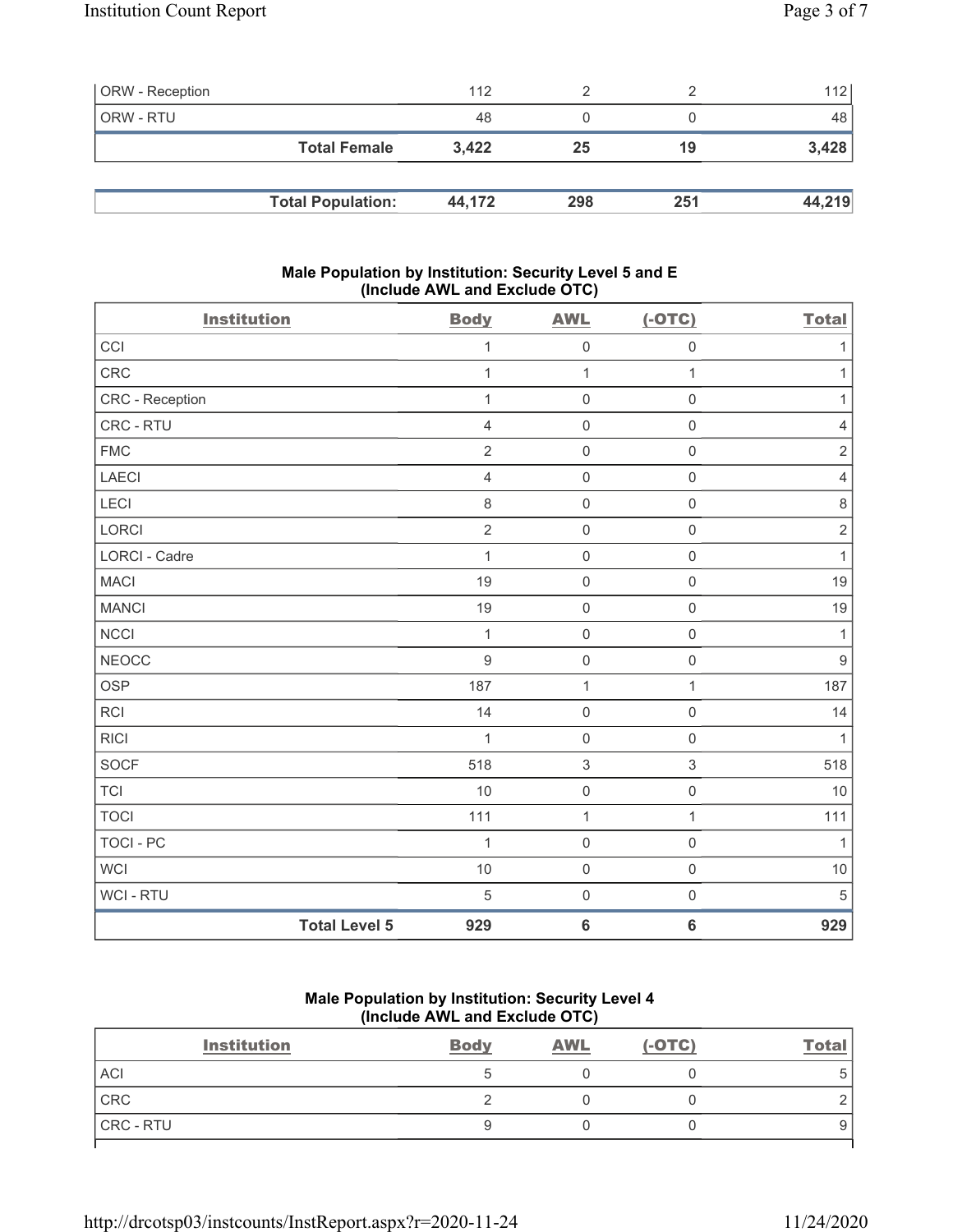| ORW - Reception | 112 | 2 | 2 | 112 |
|---|---|---|---|---|
| ORW - RTU | 48 | 0 | 0 | 48 |
| **Total Female** | **3,422** | **25** | **19** | **3,428** |

| **Total Population:** | **44,172** | **298** | **251** | **44,219** |
|---|---|---|---|---|

### Male Population by Institution: Security Level 5 and E (Include AWL and Exclude OTC)

| Institution | Body | AWL | (-OTC) | Total |
|---|---|---|---|---|
| CCI | 1 | 0 | 0 | 1 |
| CRC | 1 | 1 | 1 | 1 |
| CRC - Reception | 1 | 0 | 0 | 1 |
| CRC - RTU | 4 | 0 | 0 | 4 |
| FMC | 2 | 0 | 0 | 2 |
| LAECI | 4 | 0 | 0 | 4 |
| LECI | 8 | 0 | 0 | 8 |
| LORCI | 2 | 0 | 0 | 2 |
| LORCI - Cadre | 1 | 0 | 0 | 1 |
| MACI | 19 | 0 | 0 | 19 |
| MANCI | 19 | 0 | 0 | 19 |
| NCCI | 1 | 0 | 0 | 1 |
| NEOCC | 9 | 0 | 0 | 9 |
| OSP | 187 | 1 | 1 | 187 |
| RCI | 14 | 0 | 0 | 14 |
| RICI | 1 | 0 | 0 | 1 |
| SOCF | 518 | 3 | 3 | 518 |
| TCI | 10 | 0 | 0 | 10 |
| TOCI | 111 | 1 | 1 | 111 |
| TOCI - PC | 1 | 0 | 0 | 1 |
| WCI | 10 | 0 | 0 | 10 |
| WCI - RTU | 5 | 0 | 0 | 5 |
| **Total Level 5** | **929** | **6** | **6** | **929** |

### Male Population by Institution: Security Level 4 (Include AWL and Exclude OTC)

| Institution | Body | AWL | (-OTC) | Total |
|---|---|---|---|---|
| ACI | 5 | 0 | 0 | 5 |
| CRC | 2 | 0 | 0 | 2 |
| CRC - RTU | 9 | 0 | 0 | 9 |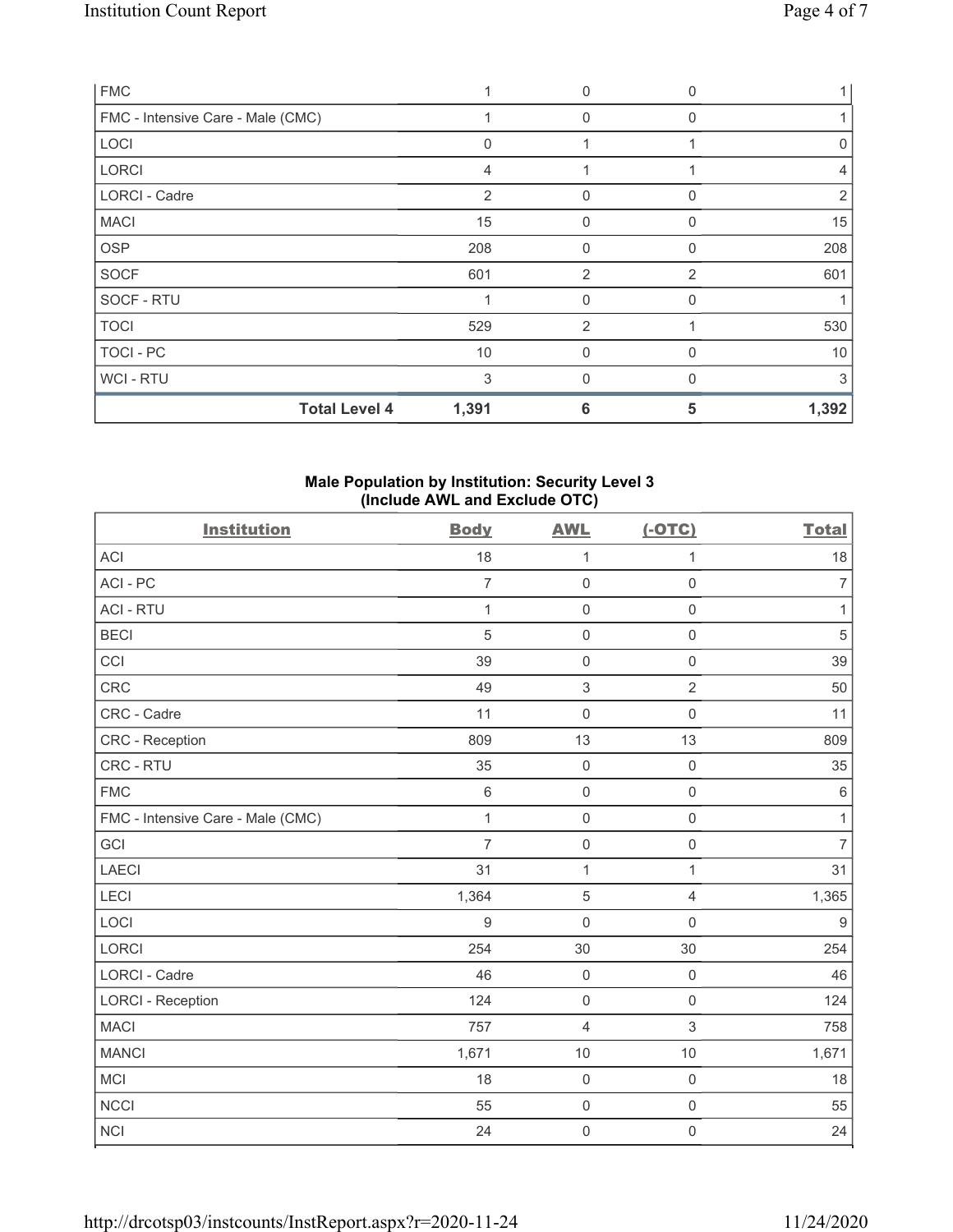| FMC | 1 | 0 | 0 | 1 |
|---|---|---|---|---|
| FMC - Intensive Care - Male (CMC) | 1 | 0 | 0 | 1 |
| LOCI | 0 | 1 | 1 | 0 |
| LORCI | 4 | 1 | 1 | 4 |
| LORCI - Cadre | 2 | 0 | 0 | 2 |
| MACI | 15 | 0 | 0 | 15 |
| OSP | 208 | 0 | 0 | 208 |
| SOCF | 601 | 2 | 2 | 601 |
| SOCF - RTU | 1 | 0 | 0 | 1 |
| TOCI | 529 | 2 | 1 | 530 |
| TOCI - PC | 10 | 0 | 0 | 10 |
| WCI - RTU | 3 | 0 | 0 | 3 |
| **Total Level 4** | **1,391** | **6** | **5** | **1,392** |

## Male Population by Institution: Security Level 3 (Include AWL and Exclude OTC)

| Institution | Body | AWL | (-OTC) | Total |
|---|---|---|---|---|
| ACI | 18 | 1 | 1 | 18 |
| ACI - PC | 7 | 0 | 0 | 7 |
| ACI - RTU | 1 | 0 | 0 | 1 |
| BECI | 5 | 0 | 0 | 5 |
| CCI | 39 | 0 | 0 | 39 |
| CRC | 49 | 3 | 2 | 50 |
| CRC - Cadre | 11 | 0 | 0 | 11 |
| CRC - Reception | 809 | 13 | 13 | 809 |
| CRC - RTU | 35 | 0 | 0 | 35 |
| FMC | 6 | 0 | 0 | 6 |
| FMC - Intensive Care - Male (CMC) | 1 | 0 | 0 | 1 |
| GCI | 7 | 0 | 0 | 7 |
| LAECI | 31 | 1 | 1 | 31 |
| LECI | 1,364 | 5 | 4 | 1,365 |
| LOCI | 9 | 0 | 0 | 9 |
| LORCI | 254 | 30 | 30 | 254 |
| LORCI - Cadre | 46 | 0 | 0 | 46 |
| LORCI - Reception | 124 | 0 | 0 | 124 |
| MACI | 757 | 4 | 3 | 758 |
| MANCI | 1,671 | 10 | 10 | 1,671 |
| MCI | 18 | 0 | 0 | 18 |
| NCCI | 55 | 0 | 0 | 55 |
| NCI | 24 | 0 | 0 | 24 |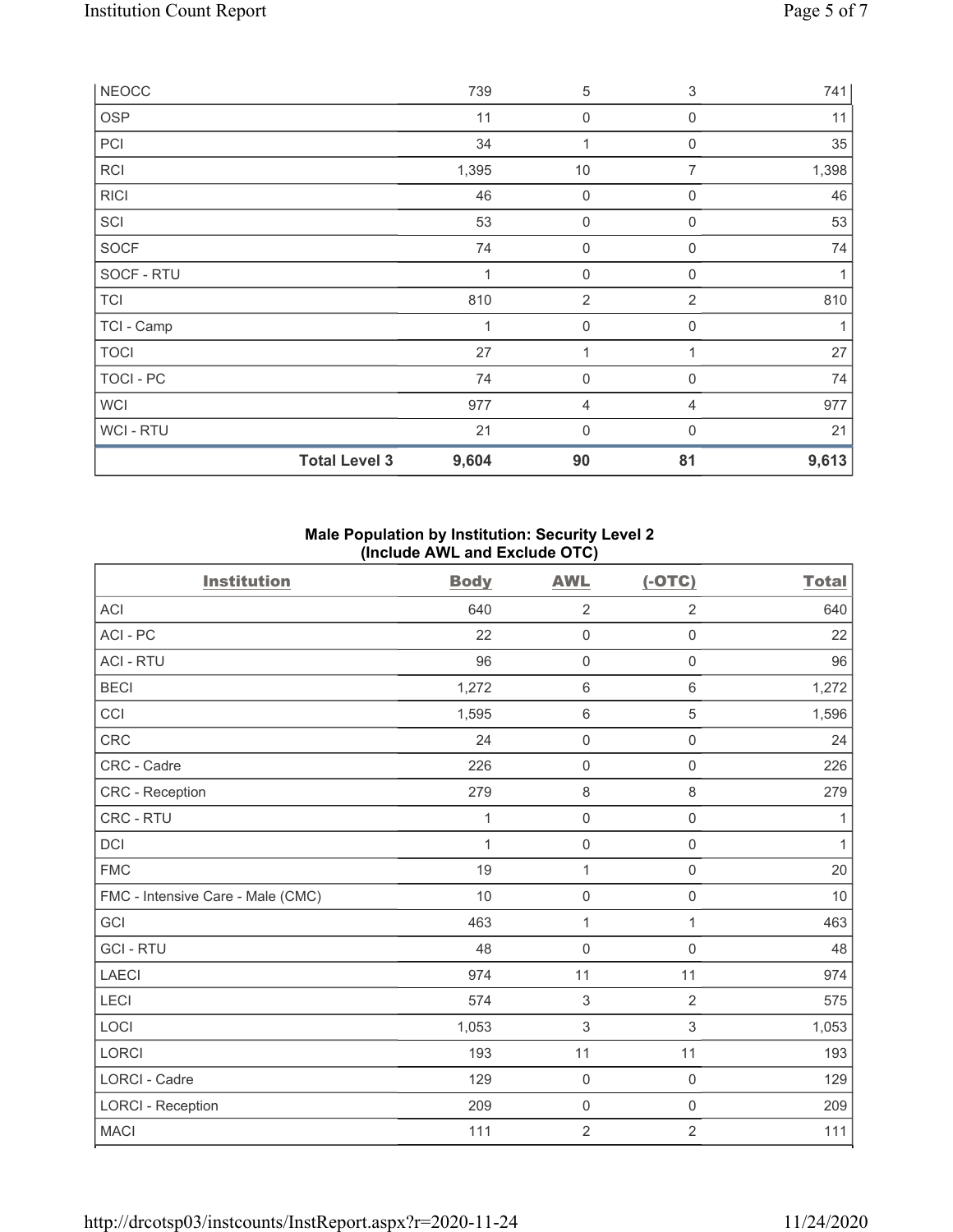| NEOCC | | 739 | 5 | 3 | 741 |
|---|---|---|---|---|---|
| OSP | | 11 | 0 | 0 | 11 |
| PCI | | 34 | 1 | 0 | 35 |
| RCI | | 1,395 | 10 | 7 | 1,398 |
| RICI | | 46 | 0 | 0 | 46 |
| SCI | | 53 | 0 | 0 | 53 |
| SOCF | | 74 | 0 | 0 | 74 |
| SOCF - RTU | | 1 | 0 | 0 | 1 |
| TCI | | 810 | 2 | 2 | 810 |
| TCI - Camp | | 1 | 0 | 0 | 1 |
| TOCI | | 27 | 1 | 1 | 27 |
| TOCI - PC | | 74 | 0 | 0 | 74 |
| WCI | | 977 | 4 | 4 | 977 |
| WCI - RTU | | 21 | 0 | 0 | 21 |
| | **Total Level 3** | **9,604** | **90** | **81** | **9,613** |

**Male Population by Institution: Security Level 2**
**(Include AWL and Exclude OTC)**

| Institution | Body | AWL | (-OTC) | Total |
|---|---|---|---|---|
| ACI | 640 | 2 | 2 | 640 |
| ACI - PC | 22 | 0 | 0 | 22 |
| ACI - RTU | 96 | 0 | 0 | 96 |
| BECI | 1,272 | 6 | 6 | 1,272 |
| CCI | 1,595 | 6 | 5 | 1,596 |
| CRC | 24 | 0 | 0 | 24 |
| CRC - Cadre | 226 | 0 | 0 | 226 |
| CRC - Reception | 279 | 8 | 8 | 279 |
| CRC - RTU | 1 | 0 | 0 | 1 |
| DCI | 1 | 0 | 0 | 1 |
| FMC | 19 | 1 | 0 | 20 |
| FMC - Intensive Care - Male (CMC) | 10 | 0 | 0 | 10 |
| GCI | 463 | 1 | 1 | 463 |
| GCI - RTU | 48 | 0 | 0 | 48 |
| LAECI | 974 | 11 | 11 | 974 |
| LECI | 574 | 3 | 2 | 575 |
| LOCI | 1,053 | 3 | 3 | 1,053 |
| LORCI | 193 | 11 | 11 | 193 |
| LORCI - Cadre | 129 | 0 | 0 | 129 |
| LORCI - Reception | 209 | 0 | 0 | 209 |
| MACI | 111 | 2 | 2 | 111 |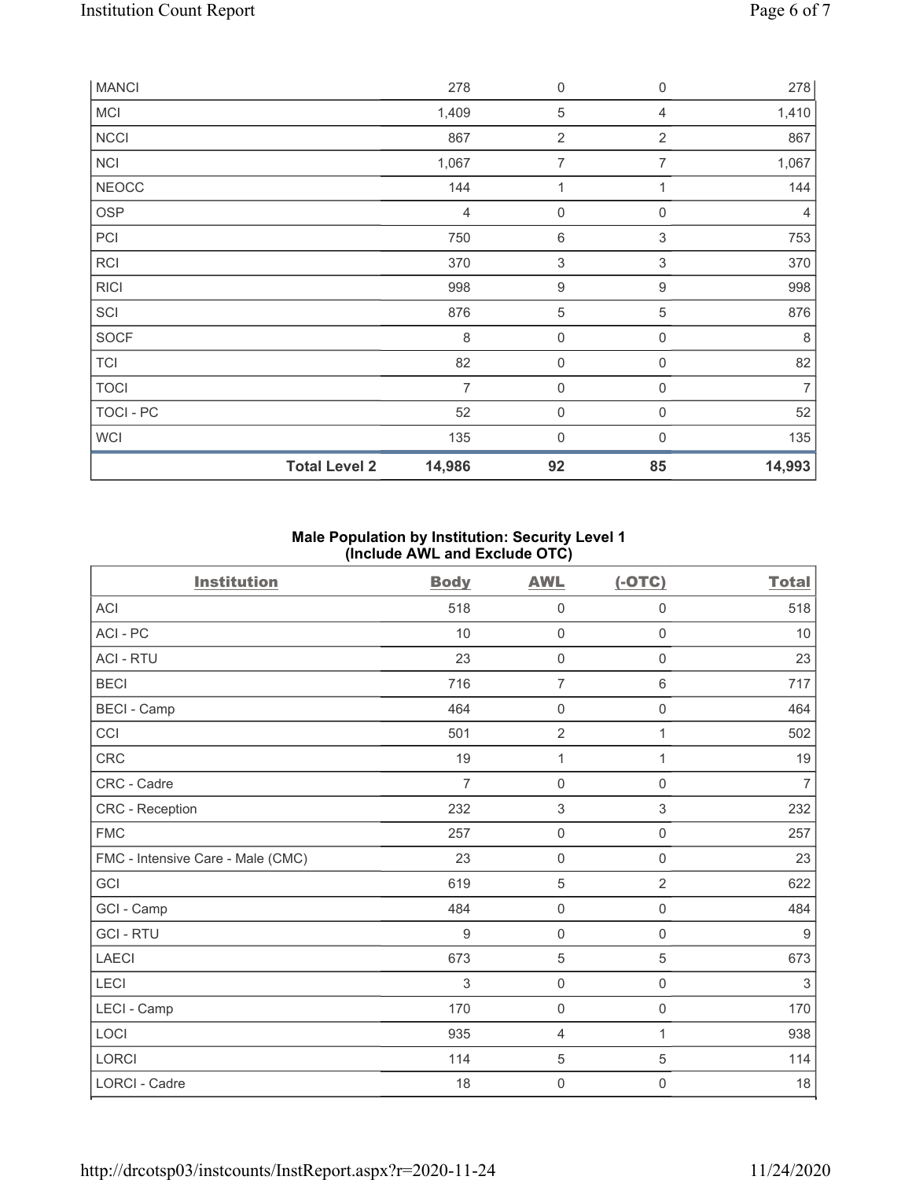| MANCI | 278 | 0 | 0 | 278 |
|---|---|---|---|---|
| MCI | 1,409 | 5 | 4 | 1,410 |
| NCCI | 867 | 2 | 2 | 867 |
| NCI | 1,067 | 7 | 7 | 1,067 |
| NEOCC | 144 | 1 | 1 | 144 |
| OSP | 4 | 0 | 0 | 4 |
| PCI | 750 | 6 | 3 | 753 |
| RCI | 370 | 3 | 3 | 370 |
| RICI | 998 | 9 | 9 | 998 |
| SCI | 876 | 5 | 5 | 876 |
| SOCF | 8 | 0 | 0 | 8 |
| TCI | 82 | 0 | 0 | 82 |
| TOCI | 7 | 0 | 0 | 7 |
| TOCI - PC | 52 | 0 | 0 | 52 |
| WCI | 135 | 0 | 0 | 135 |
| **Total Level 2** | **14,986** | **92** | **85** | **14,993** |

### Male Population by Institution: Security Level 1 (Include AWL and Exclude OTC)

| Institution | Body | AWL | (-OTC) | Total |
|---|---|---|---|---|
| ACI | 518 | 0 | 0 | 518 |
| ACI - PC | 10 | 0 | 0 | 10 |
| ACI - RTU | 23 | 0 | 0 | 23 |
| BECI | 716 | 7 | 6 | 717 |
| BECI - Camp | 464 | 0 | 0 | 464 |
| CCI | 501 | 2 | 1 | 502 |
| CRC | 19 | 1 | 1 | 19 |
| CRC - Cadre | 7 | 0 | 0 | 7 |
| CRC - Reception | 232 | 3 | 3 | 232 |
| FMC | 257 | 0 | 0 | 257 |
| FMC - Intensive Care - Male (CMC) | 23 | 0 | 0 | 23 |
| GCI | 619 | 5 | 2 | 622 |
| GCI - Camp | 484 | 0 | 0 | 484 |
| GCI - RTU | 9 | 0 | 0 | 9 |
| LAECI | 673 | 5 | 5 | 673 |
| LECI | 3 | 0 | 0 | 3 |
| LECI - Camp | 170 | 0 | 0 | 170 |
| LOCI | 935 | 4 | 1 | 938 |
| LORCI | 114 | 5 | 5 | 114 |
| LORCI - Cadre | 18 | 0 | 0 | 18 |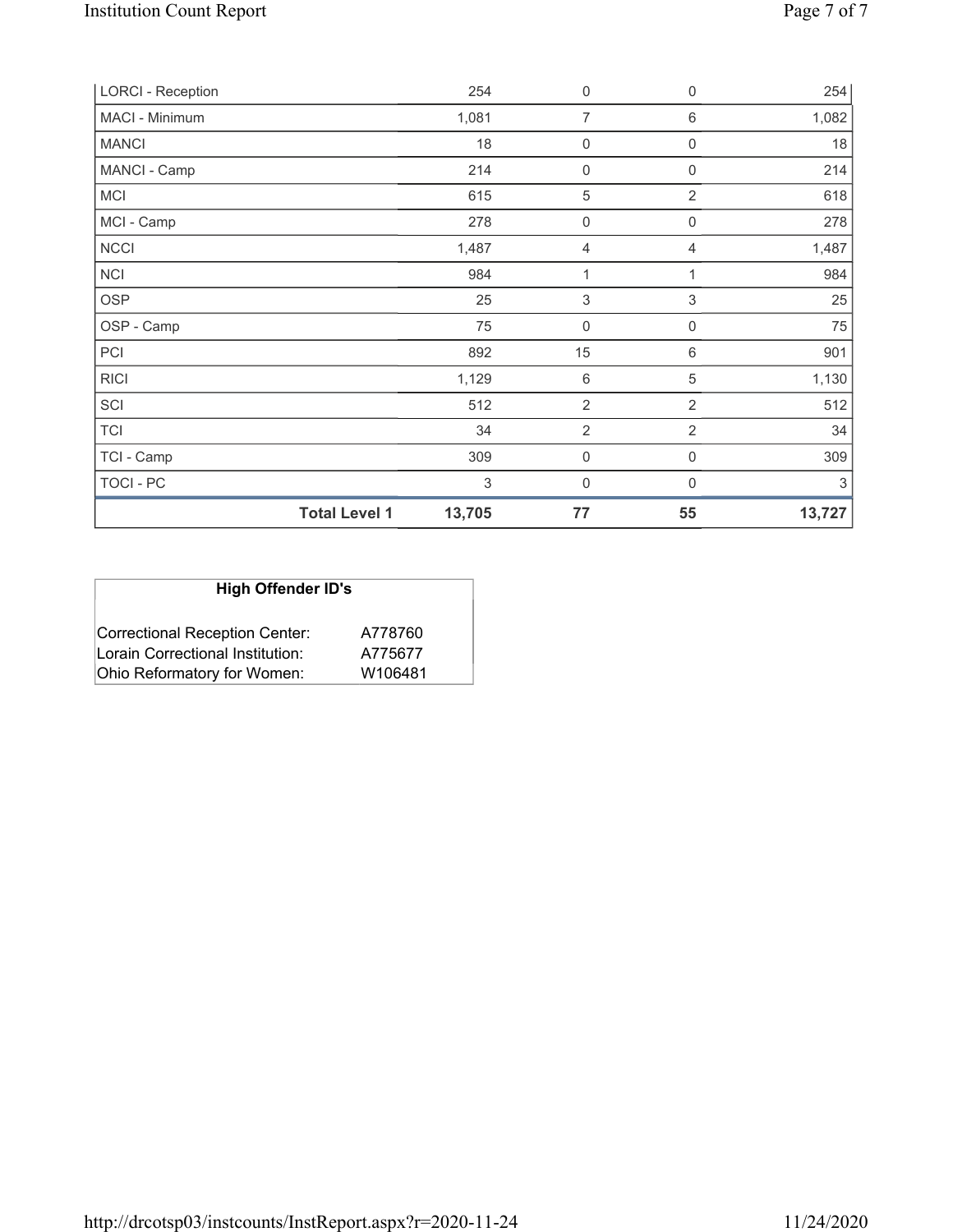| | | | | |
|---|---|---|---|---|
| LORCI - Reception | 254 | 0 | 0 | 254 |
| MACI - Minimum | 1,081 | 7 | 6 | 1,082 |
| MANCI | 18 | 0 | 0 | 18 |
| MANCI - Camp | 214 | 0 | 0 | 214 |
| MCI | 615 | 5 | 2 | 618 |
| MCI - Camp | 278 | 0 | 0 | 278 |
| NCCI | 1,487 | 4 | 4 | 1,487 |
| NCI | 984 | 1 | 1 | 984 |
| OSP | 25 | 3 | 3 | 25 |
| OSP - Camp | 75 | 0 | 0 | 75 |
| PCI | 892 | 15 | 6 | 901 |
| RICI | 1,129 | 6 | 5 | 1,130 |
| SCI | 512 | 2 | 2 | 512 |
| TCI | 34 | 2 | 2 | 34 |
| TCI - Camp | 309 | 0 | 0 | 309 |
| TOCI - PC | 3 | 0 | 0 | 3 |
| **Total Level 1** | **13,705** | **77** | **55** | **13,727** |

| High Offender ID's | |
|---|---|
| Correctional Reception Center: | A778760 |
| Lorain Correctional Institution: | A775677 |
| Ohio Reformatory for Women: | W106481 |